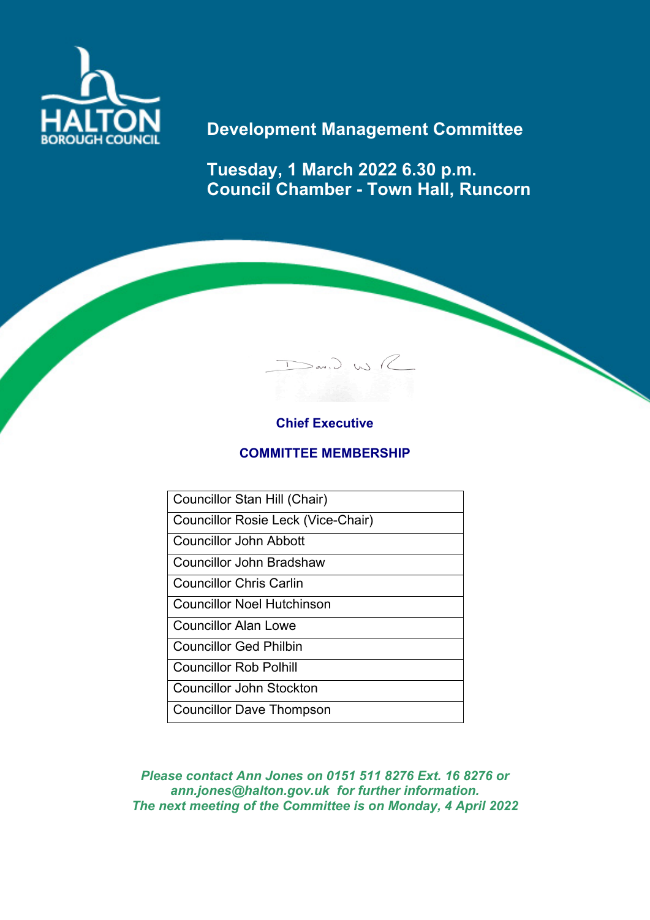HALTON BOROUGH COUNCIL

# Development Management Committee

## Tuesday, 1 March 2022 6.30 p.m.
## Council Chamber - Town Hall, Runcorn

**Chief Executive**

**COMMITTEE MEMBERSHIP**

| |
|---|
| Councillor Stan Hill (Chair) |
| Councillor Rosie Leck (Vice-Chair) |
| Councillor John Abbott |
| Councillor John Bradshaw |
| Councillor Chris Carlin |
| Councillor Noel Hutchinson |
| Councillor Alan Lowe |
| Councillor Ged Philbin |
| Councillor Rob Polhill |
| Councillor John Stockton |
| Councillor Dave Thompson |

***Please contact Ann Jones on 0151 511 8276 Ext. 16 8276 or ann.jones@halton.gov.uk for further information.***
***The next meeting of the Committee is on Monday, 4 April 2022***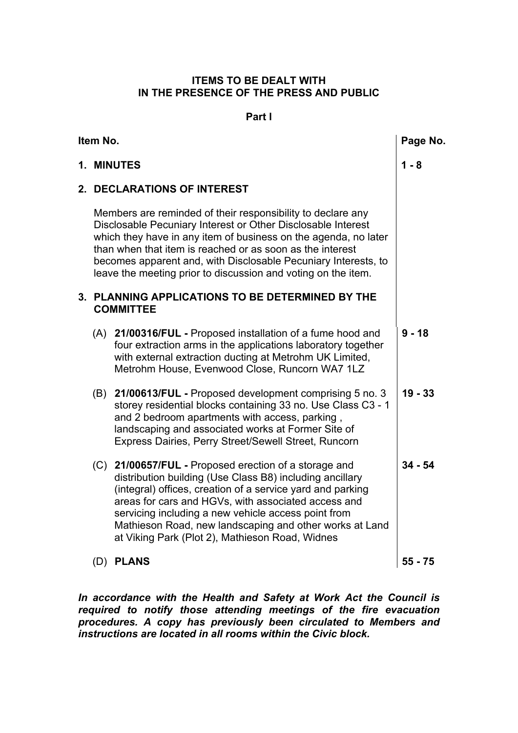**ITEMS TO BE DEALT WITH**
**IN THE PRESENCE OF THE PRESS AND PUBLIC**

**Part I**

| **Item No.** | **Page No.** |
| --- | --- |
| **1. MINUTES** | **1 - 8** |
| **2. DECLARATIONS OF INTEREST**<br><br>Members are reminded of their responsibility to declare any Disclosable Pecuniary Interest or Other Disclosable Interest which they have in any item of business on the agenda, no later than when that item is reached or as soon as the interest becomes apparent and, with Disclosable Pecuniary Interests, to leave the meeting prior to discussion and voting on the item. | |
| **3. PLANNING APPLICATIONS TO BE DETERMINED BY THE COMMITTEE** | |
| (A) **21/00316/FUL -** Proposed installation of a fume hood and four extraction arms in the applications laboratory together with external extraction ducting at Metrohm UK Limited, Metrohm House, Evenwood Close, Runcorn WA7 1LZ | **9 - 18** |
| (B) **21/00613/FUL -** Proposed development comprising 5 no. 3 storey residential blocks containing 33 no. Use Class C3 - 1 and 2 bedroom apartments with access, parking , landscaping and associated works at Former Site of Express Dairies, Perry Street/Sewell Street, Runcorn | **19 - 33** |
| (C) **21/00657/FUL -** Proposed erection of a storage and distribution building (Use Class B8) including ancillary (integral) offices, creation of a service yard and parking areas for cars and HGVs, with associated access and servicing including a new vehicle access point from Mathieson Road, new landscaping and other works at Land at Viking Park (Plot 2), Mathieson Road, Widnes | **34 - 54** |
| (D) **PLANS** | **55 - 75** |

***In accordance with the Health and Safety at Work Act the Council is required to notify those attending meetings of the fire evacuation procedures. A copy has previously been circulated to Members and instructions are located in all rooms within the Civic block.***